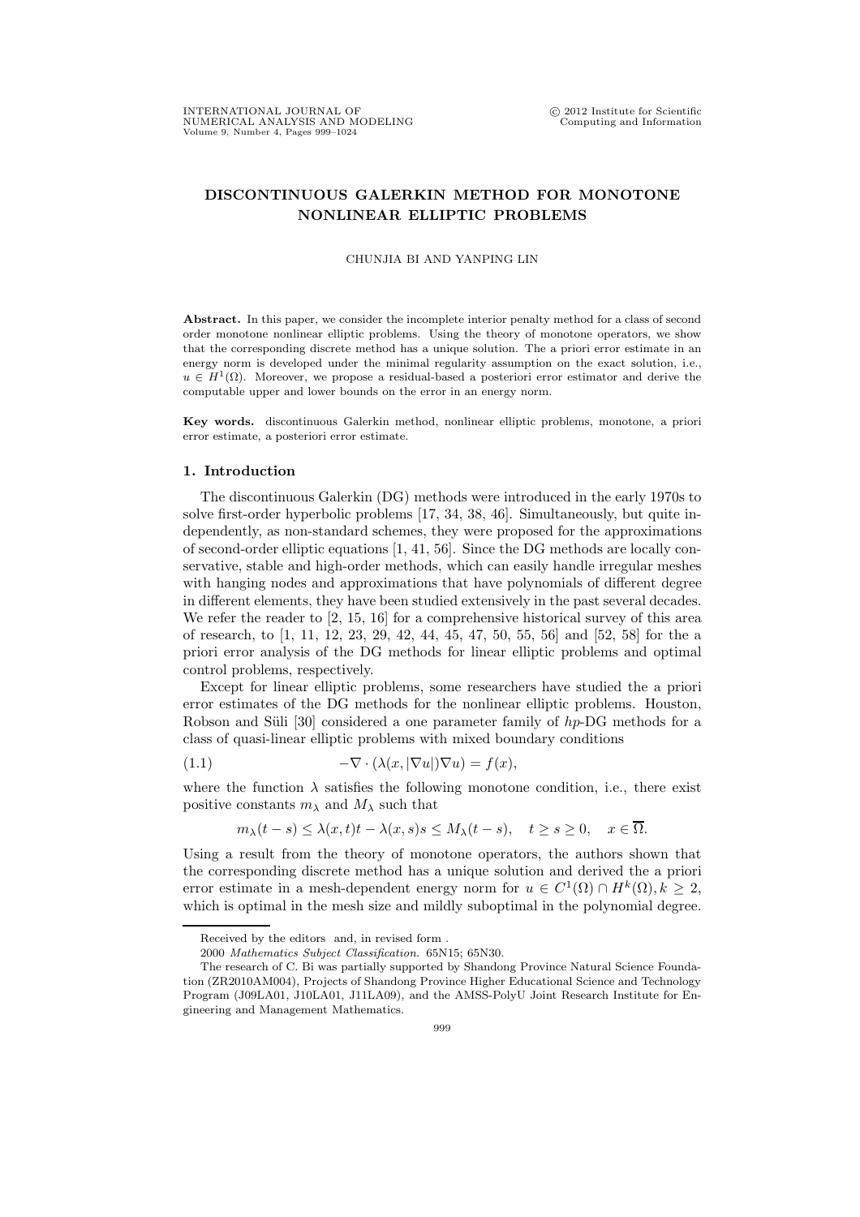# DISCONTINUOUS GALERKIN METHOD FOR MONOTONE NONLINEAR ELLIPTIC PROBLEMS

CHUNJIA BI AND YANPING LIN

**Abstract.** In this paper, we consider the incomplete interior penalty method for a class of second order monotone nonlinear elliptic problems. Using the theory of monotone operators, we show that the corresponding discrete method has a unique solution. The a priori error estimate in an energy norm is developed under the minimal regularity assumption on the exact solution, i.e., $u \in H^1(\Omega)$. Moreover, we propose a residual-based a posteriori error estimator and derive the computable upper and lower bounds on the error in an energy norm.

**Key words.** discontinuous Galerkin method, nonlinear elliptic problems, monotone, a priori error estimate, a posteriori error estimate.

## 1. Introduction

The discontinuous Galerkin (DG) methods were introduced in the early 1970s to solve first-order hyperbolic problems [17, 34, 38, 46]. Simultaneously, but quite independently, as non-standard schemes, they were proposed for the approximations of second-order elliptic equations [1, 41, 56]. Since the DG methods are locally conservative, stable and high-order methods, which can easily handle irregular meshes with hanging nodes and approximations that have polynomials of different degree in different elements, they have been studied extensively in the past several decades. We refer the reader to [2, 15, 16] for a comprehensive historical survey of this area of research, to [1, 11, 12, 23, 29, 42, 44, 45, 47, 50, 55, 56] and [52, 58] for the a priori error analysis of the DG methods for linear elliptic problems and optimal control problems, respectively.

Except for linear elliptic problems, some researchers have studied the a priori error estimates of the DG methods for the nonlinear elliptic problems. Houston, Robson and Süli [30] considered a one parameter family of $hp$-DG methods for a class of quasi-linear elliptic problems with mixed boundary conditions

$$-\nabla \cdot (\lambda(x, |\nabla u|)\nabla u) = f(x), \tag{1.1}$$

where the function $\lambda$ satisfies the following monotone condition, i.e., there exist positive constants $m_\lambda$ and $M_\lambda$ such that

$$m_\lambda(t - s) \leq \lambda(x, t)t - \lambda(x, s)s \leq M_\lambda(t - s), \quad t \geq s \geq 0, \quad x \in \overline{\Omega}.$$

Using a result from the theory of monotone operators, the authors shown that the corresponding discrete method has a unique solution and derived the a priori error estimate in a mesh-dependent energy norm for $u \in C^1(\Omega) \cap H^k(\Omega), k \geq 2$, which is optimal in the mesh size and mildly suboptimal in the polynomial degree.

---

Received by the editors and, in revised form .

2000 *Mathematics Subject Classification.* 65N15; 65N30.

The research of C. Bi was partially supported by Shandong Province Natural Science Foundation (ZR2010AM004), Projects of Shandong Province Higher Educational Science and Technology Program (J09LA01, J10LA01, J11LA09), and the AMSS-PolyU Joint Research Institute for Engineering and Management Mathematics.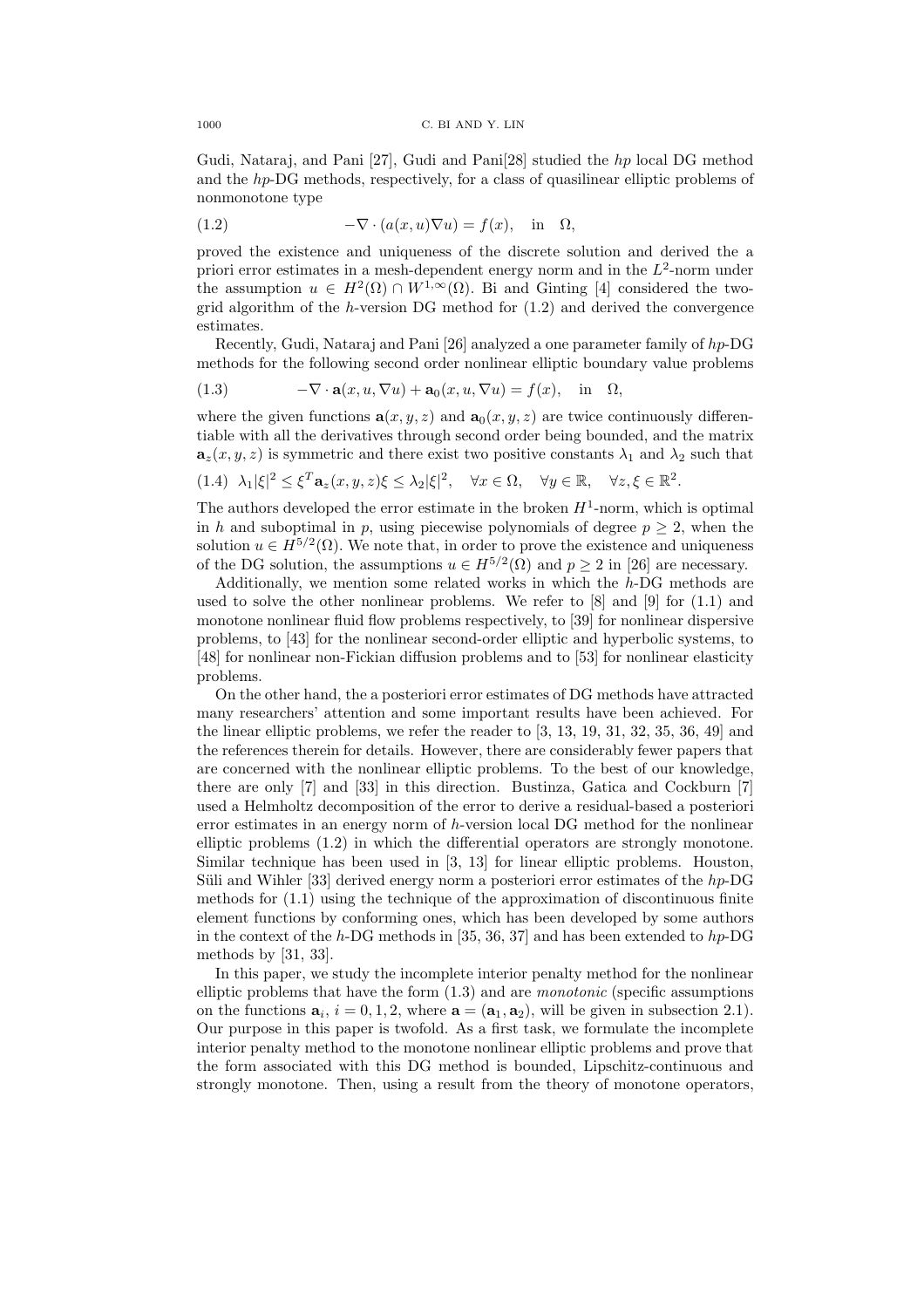Gudi, Nataraj, and Pani [27], Gudi and Pani[28] studied the $hp$ local DG method and the $hp$-DG methods, respectively, for a class of quasilinear elliptic problems of nonmonotone type

$$-\nabla \cdot (a(x, u)\nabla u) = f(x), \quad \text{in} \quad \Omega, \tag{1.2}$$

proved the existence and uniqueness of the discrete solution and derived the a priori error estimates in a mesh-dependent energy norm and in the $L^2$-norm under the assumption $u \in H^2(\Omega) \cap W^{1,\infty}(\Omega)$. Bi and Ginting [4] considered the two-grid algorithm of the $h$-version DG method for (1.2) and derived the convergence estimates.

Recently, Gudi, Nataraj and Pani [26] analyzed a one parameter family of $hp$-DG methods for the following second order nonlinear elliptic boundary value problems

$$-\nabla \cdot \mathbf{a}(x, u, \nabla u) + \mathbf{a}_0(x, u, \nabla u) = f(x), \quad \text{in} \quad \Omega, \tag{1.3}$$

where the given functions $\mathbf{a}(x, y, z)$ and $\mathbf{a}_0(x, y, z)$ are twice continuously differentiable with all the derivatives through second order being bounded, and the matrix $\mathbf{a}_z(x, y, z)$ is symmetric and there exist two positive constants $\lambda_1$ and $\lambda_2$ such that

$$\lambda_1 |\xi|^2 \leq \xi^T \mathbf{a}_z(x, y, z)\xi \leq \lambda_2 |\xi|^2, \quad \forall x \in \Omega, \quad \forall y \in \mathbb{R}, \quad \forall z, \xi \in \mathbb{R}^2. \tag{1.4}$$

The authors developed the error estimate in the broken $H^1$-norm, which is optimal in $h$ and suboptimal in $p$, using piecewise polynomials of degree $p \geq 2$, when the solution $u \in H^{5/2}(\Omega)$. We note that, in order to prove the existence and uniqueness of the DG solution, the assumptions $u \in H^{5/2}(\Omega)$ and $p \geq 2$ in [26] are necessary.

Additionally, we mention some related works in which the $h$-DG methods are used to solve the other nonlinear problems. We refer to [8] and [9] for (1.1) and monotone nonlinear fluid flow problems respectively, to [39] for nonlinear dispersive problems, to [43] for the nonlinear second-order elliptic and hyperbolic systems, to [48] for nonlinear non-Fickian diffusion problems and to [53] for nonlinear elasticity problems.

On the other hand, the a posteriori error estimates of DG methods have attracted many researchers' attention and some important results have been achieved. For the linear elliptic problems, we refer the reader to [3, 13, 19, 31, 32, 35, 36, 49] and the references therein for details. However, there are considerably fewer papers that are concerned with the nonlinear elliptic problems. To the best of our knowledge, there are only [7] and [33] in this direction. Bustinza, Gatica and Cockburn [7] used a Helmholtz decomposition of the error to derive a residual-based a posteriori error estimates in an energy norm of $h$-version local DG method for the nonlinear elliptic problems (1.2) in which the differential operators are strongly monotone. Similar technique has been used in [3, 13] for linear elliptic problems. Houston, Süli and Wihler [33] derived energy norm a posteriori error estimates of the $hp$-DG methods for (1.1) using the technique of the approximation of discontinuous finite element functions by conforming ones, which has been developed by some authors in the context of the $h$-DG methods in [35, 36, 37] and has been extended to $hp$-DG methods by [31, 33].

In this paper, we study the incomplete interior penalty method for the nonlinear elliptic problems that have the form (1.3) and are *monotonic* (specific assumptions on the functions $\mathbf{a}_i$, $i = 0, 1, 2$, where $\mathbf{a} = (\mathbf{a}_1, \mathbf{a}_2)$, will be given in subsection 2.1). Our purpose in this paper is twofold. As a first task, we formulate the incomplete interior penalty method to the monotone nonlinear elliptic problems and prove that the form associated with this DG method is bounded, Lipschitz-continuous and strongly monotone. Then, using a result from the theory of monotone operators,